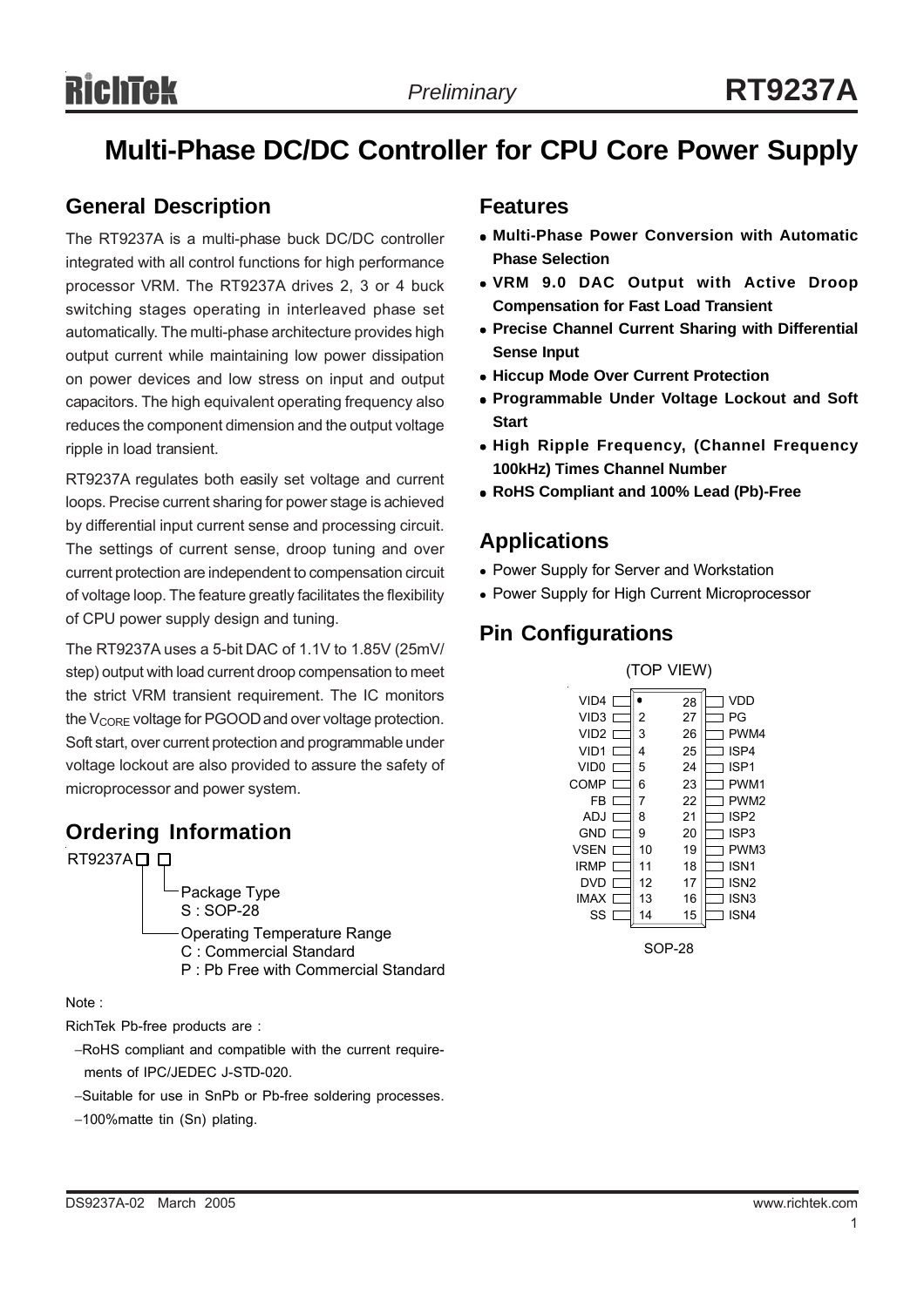# Multi-Phase DC/DC Controller for CPU Core Power Supply

## General Description

The RT9237A is a multi-phase buck DC/DC controller integrated with all control functions for high performance processor VRM. The RT9237A drives 2, 3 or 4 buck switching stages operating in interleaved phase set automatically. The multi-phase architecture provides high output current while maintaining low power dissipation on power devices and low stress on input and output capacitors. The high equivalent operating frequency also reduces the component dimension and the output voltage ripple in load transient.

RT9237A regulates both easily set voltage and current loops. Precise current sharing for power stage is achieved by differential input current sense and processing circuit. The settings of current sense, droop tuning and over current protection are independent to compensation circuit of voltage loop. The feature greatly facilitates the flexibility of CPU power supply design and tuning.

The RT9237A uses a 5-bit DAC of 1.1V to 1.85V (25mV/step) output with load current droop compensation to meet the strict VRM transient requirement. The IC monitors the $V_{CORE}$ voltage for PGOOD and over voltage protection. Soft start, over current protection and programmable under voltage lockout are also provided to assure the safety of microprocessor and power system.

## Ordering Information

RT9237A☐ ☐
- Package Type
  - S : SOP-28
- Operating Temperature Range
  - C : Commercial Standard
  - P : Pb Free with Commercial Standard

Note :

RichTek Pb-free products are :

- −RoHS compliant and compatible with the current requirements of IPC/JEDEC J-STD-020.
- −Suitable for use in SnPb or Pb-free soldering processes.
- −100%matte tin (Sn) plating.

## Features

- **Multi-Phase Power Conversion with Automatic Phase Selection**
- **VRM 9.0 DAC Output with Active Droop Compensation for Fast Load Transient**
- **Precise Channel Current Sharing with Differential Sense Input**
- **Hiccup Mode Over Current Protection**
- **Programmable Under Voltage Lockout and Soft Start**
- **High Ripple Frequency, (Channel Frequency 100kHz) Times Channel Number**
- **RoHS Compliant and 100% Lead (Pb)-Free**

## Applications

- Power Supply for Server and Workstation
- Power Supply for High Current Microprocessor

## Pin Configurations

(TOP VIEW)

| Pin | Name | Pin | Name |
|---|---|---|---|
| 1 | VID4 | 28 | VDD |
| 2 | VID3 | 27 | PG |
| 3 | VID2 | 26 | PWM4 |
| 4 | VID1 | 25 | ISP4 |
| 5 | VID0 | 24 | ISP1 |
| 6 | COMP | 23 | PWM1 |
| 7 | FB | 22 | PWM2 |
| 8 | ADJ | 21 | ISP2 |
| 9 | GND | 20 | ISP3 |
| 10 | VSEN | 19 | PWM3 |
| 11 | IRMP | 18 | ISN1 |
| 12 | DVD | 17 | ISN2 |
| 13 | IMAX | 16 | ISN3 |
| 14 | SS | 15 | ISN4 |

SOP-28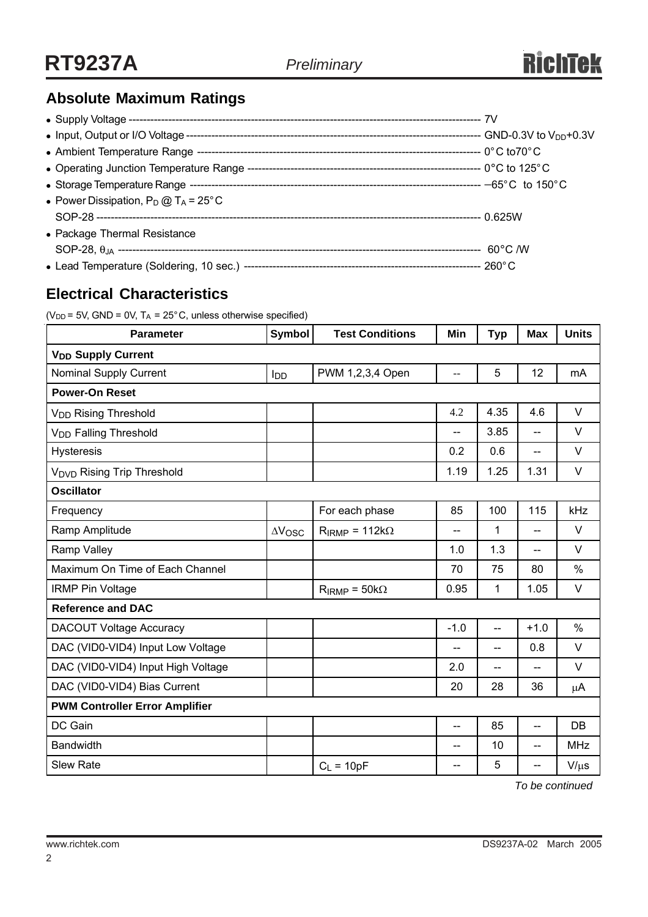## Absolute Maximum Ratings

- Supply Voltage ---------- 7V
- Input, Output or I/O Voltage ---------- GND-0.3V to $V_{DD}$+0.3V
- Ambient Temperature Range ---------- 0°C to70°C
- Operating Junction Temperature Range ---------- 0°C to 125°C
- Storage Temperature Range ---------- −65°C to 150°C
- Power Dissipation, $P_D$ @ $T_A$ = 25°C
  SOP-28 ---------- 0.625W
- Package Thermal Resistance
  SOP-28, $\theta_{JA}$ ---------- 60°C /W
- Lead Temperature (Soldering, 10 sec.) ---------- 260°C

## Electrical Characteristics

($V_{DD}$ = 5V, GND = 0V, $T_A$ = 25°C, unless otherwise specified)

| Parameter | Symbol | Test Conditions | Min | Typ | Max | Units |
|---|---|---|---|---|---|---|
| **$V_{DD}$ Supply Current** | | | | | | |
| Nominal Supply Current | $I_{DD}$ | PWM 1,2,3,4 Open | -- | 5 | 12 | mA |
| **Power-On Reset** | | | | | | |
| $V_{DD}$ Rising Threshold | | | 4.2 | 4.35 | 4.6 | V |
| $V_{DD}$ Falling Threshold | | | -- | 3.85 | -- | V |
| Hysteresis | | | 0.2 | 0.6 | -- | V |
| $V_{DVD}$ Rising Trip Threshold | | | 1.19 | 1.25 | 1.31 | V |
| **Oscillator** | | | | | | |
| Frequency | | For each phase | 85 | 100 | 115 | kHz |
| Ramp Amplitude | $\Delta V_{OSC}$ | $R_{IRMP}$ = 112kΩ | -- | 1 | -- | V |
| Ramp Valley | | | 1.0 | 1.3 | -- | V |
| Maximum On Time of Each Channel | | | 70 | 75 | 80 | % |
| IRMP Pin Voltage | | $R_{IRMP}$ = 50kΩ | 0.95 | 1 | 1.05 | V |
| **Reference and DAC** | | | | | | |
| DACOUT Voltage Accuracy | | | -1.0 | -- | +1.0 | % |
| DAC (VID0-VID4) Input Low Voltage | | | -- | -- | 0.8 | V |
| DAC (VID0-VID4) Input High Voltage | | | 2.0 | -- | -- | V |
| DAC (VID0-VID4) Bias Current | | | 20 | 28 | 36 | μA |
| **PWM Controller Error Amplifier** | | | | | | |
| DC Gain | | | -- | 85 | -- | DB |
| Bandwidth | | | -- | 10 | -- | MHz |
| Slew Rate | | $C_L$ = 10pF | -- | 5 | -- | V/μs |

*To be continued*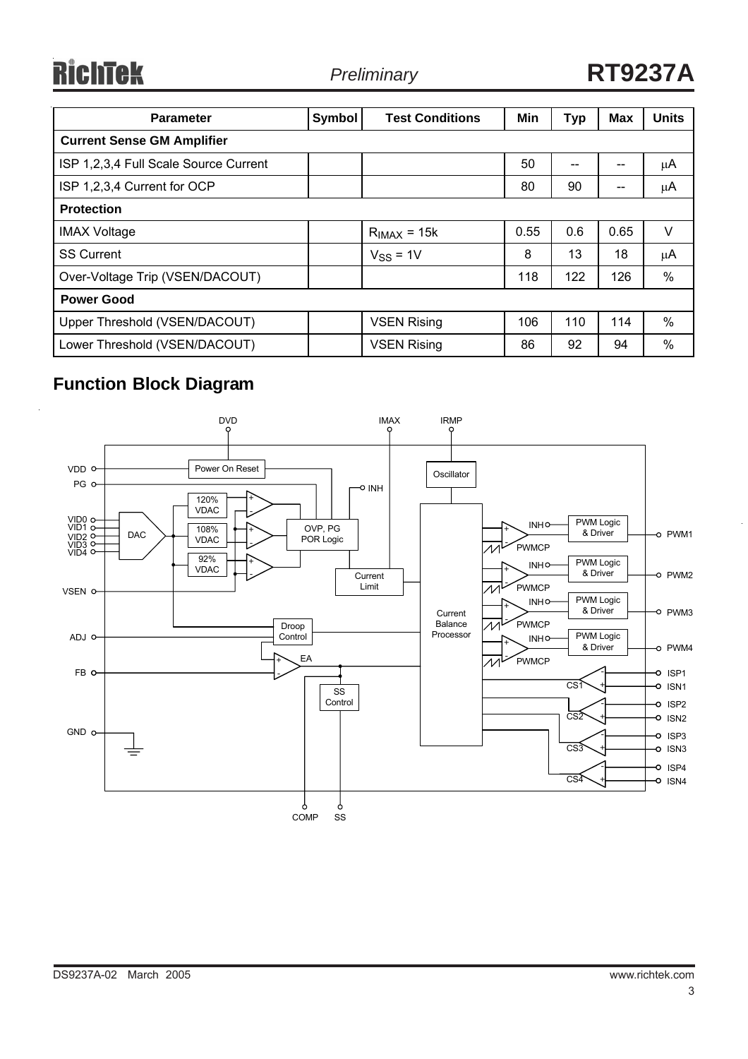| Parameter | Symbol | Test Conditions | Min | Typ | Max | Units |
|---|---|---|---|---|---|---|
| **Current Sense GM Amplifier** | | | | | | |
| ISP 1,2,3,4 Full Scale Source Current | | | 50 | -- | -- | μA |
| ISP 1,2,3,4 Current for OCP | | | 80 | 90 | -- | μA |
| **Protection** | | | | | | |
| IMAX Voltage | | $R_{IMAX}$ = 15k | 0.55 | 0.6 | 0.65 | V |
| SS Current | | $V_{SS}$ = 1V | 8 | 13 | 18 | μA |
| Over-Voltage Trip (VSEN/DACOUT) | | | 118 | 122 | 126 | % |
| **Power Good** | | | | | | |
| Upper Threshold (VSEN/DACOUT) | | VSEN Rising | 106 | 110 | 114 | % |
| Lower Threshold (VSEN/DACOUT) | | VSEN Rising | 86 | 92 | 94 | % |

## Function Block Diagram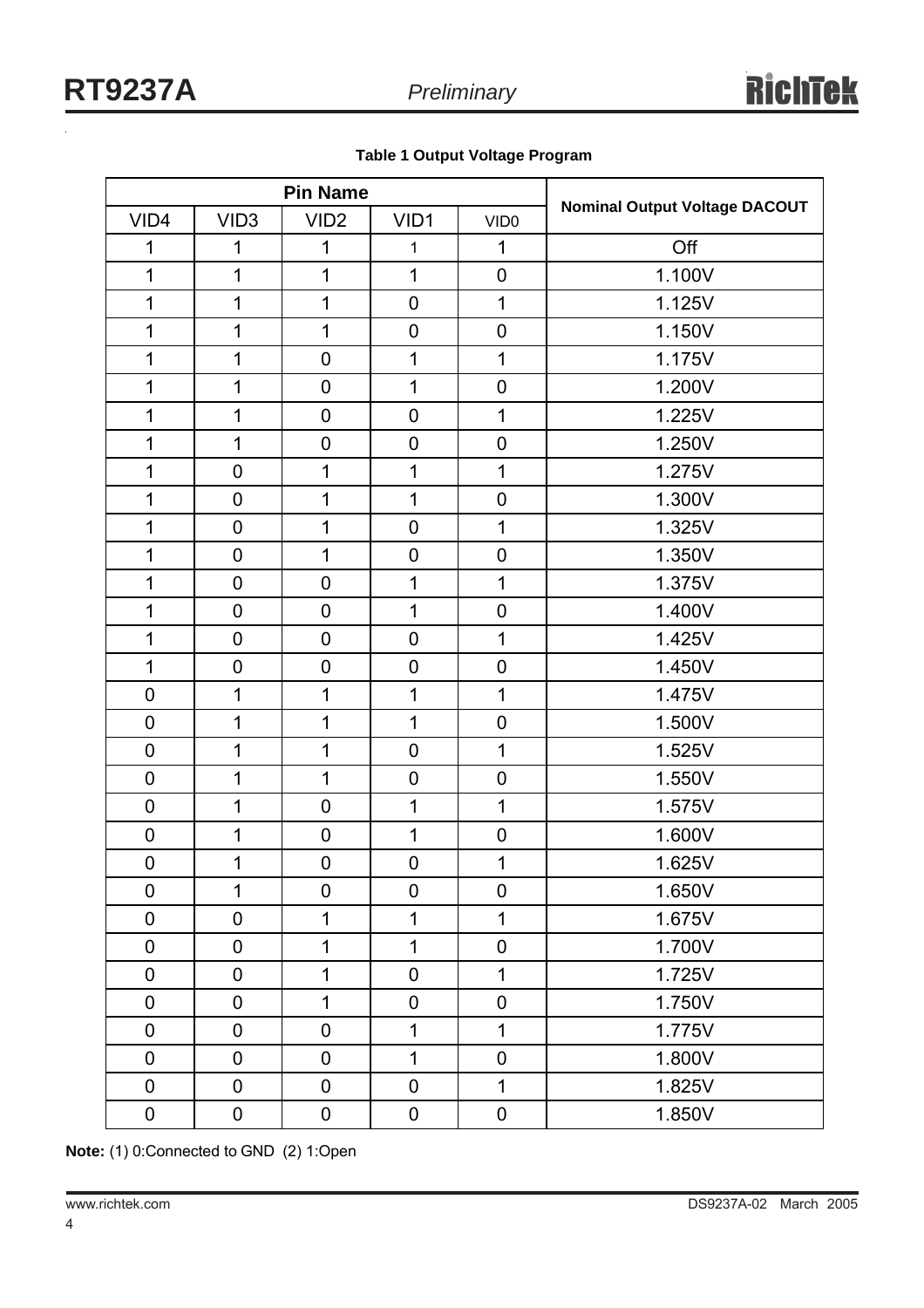**Table 1 Output Voltage Program**

| Pin Name | | | | | Nominal Output Voltage DACOUT |
|---|---|---|---|---|---|
| VID4 | VID3 | VID2 | VID1 | VID0 | |
| 1 | 1 | 1 | 1 | 1 | Off |
| 1 | 1 | 1 | 1 | 0 | 1.100V |
| 1 | 1 | 1 | 0 | 1 | 1.125V |
| 1 | 1 | 1 | 0 | 0 | 1.150V |
| 1 | 1 | 0 | 1 | 1 | 1.175V |
| 1 | 1 | 0 | 1 | 0 | 1.200V |
| 1 | 1 | 0 | 0 | 1 | 1.225V |
| 1 | 1 | 0 | 0 | 0 | 1.250V |
| 1 | 0 | 1 | 1 | 1 | 1.275V |
| 1 | 0 | 1 | 1 | 0 | 1.300V |
| 1 | 0 | 1 | 0 | 1 | 1.325V |
| 1 | 0 | 1 | 0 | 0 | 1.350V |
| 1 | 0 | 0 | 1 | 1 | 1.375V |
| 1 | 0 | 0 | 1 | 0 | 1.400V |
| 1 | 0 | 0 | 0 | 1 | 1.425V |
| 1 | 0 | 0 | 0 | 0 | 1.450V |
| 0 | 1 | 1 | 1 | 1 | 1.475V |
| 0 | 1 | 1 | 1 | 0 | 1.500V |
| 0 | 1 | 1 | 0 | 1 | 1.525V |
| 0 | 1 | 1 | 0 | 0 | 1.550V |
| 0 | 1 | 0 | 1 | 1 | 1.575V |
| 0 | 1 | 0 | 1 | 0 | 1.600V |
| 0 | 1 | 0 | 0 | 1 | 1.625V |
| 0 | 1 | 0 | 0 | 0 | 1.650V |
| 0 | 0 | 1 | 1 | 1 | 1.675V |
| 0 | 0 | 1 | 1 | 0 | 1.700V |
| 0 | 0 | 1 | 0 | 1 | 1.725V |
| 0 | 0 | 1 | 0 | 0 | 1.750V |
| 0 | 0 | 0 | 1 | 1 | 1.775V |
| 0 | 0 | 0 | 1 | 0 | 1.800V |
| 0 | 0 | 0 | 0 | 1 | 1.825V |
| 0 | 0 | 0 | 0 | 0 | 1.850V |

**Note:** (1) 0:Connected to GND (2) 1:Open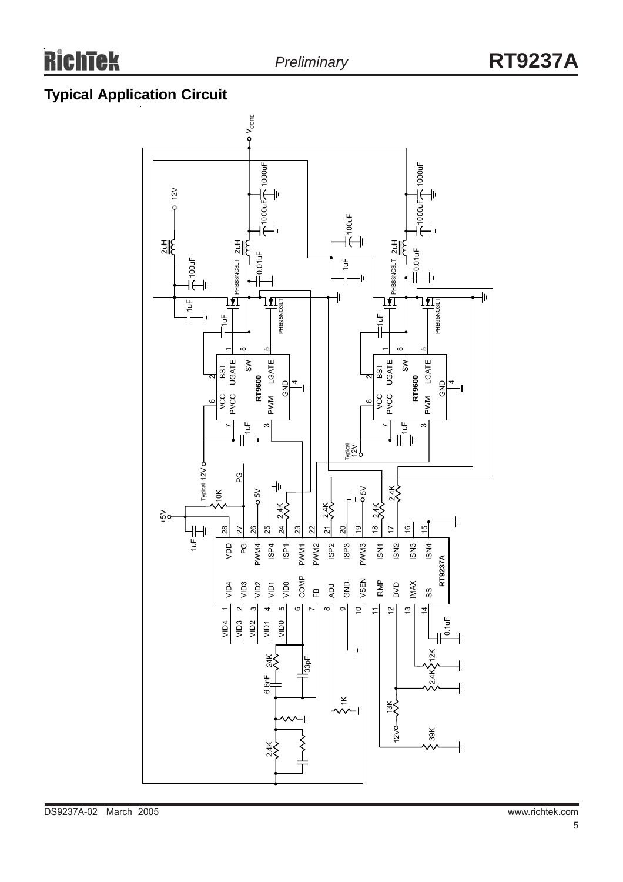## Typical Application Circuit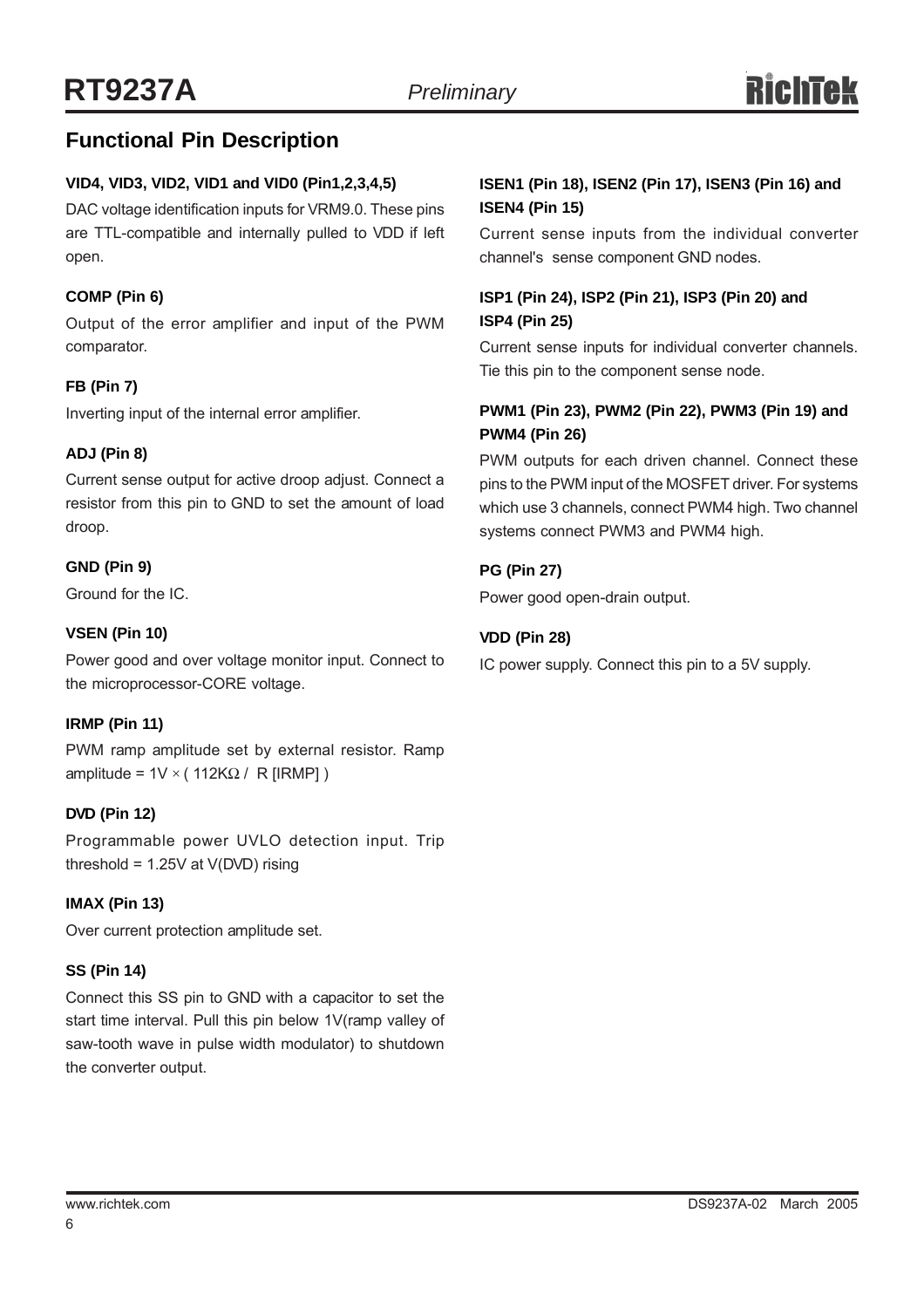## Functional Pin Description

#### VID4, VID3, VID2, VID1 and VID0 (Pin1,2,3,4,5)

DAC voltage identification inputs for VRM9.0. These pins are TTL-compatible and internally pulled to VDD if left open.

#### COMP (Pin 6)

Output of the error amplifier and input of the PWM comparator.

#### FB (Pin 7)

Inverting input of the internal error amplifier.

#### ADJ (Pin 8)

Current sense output for active droop adjust. Connect a resistor from this pin to GND to set the amount of load droop.

#### GND (Pin 9)

Ground for the IC.

#### VSEN (Pin 10)

Power good and over voltage monitor input. Connect to the microprocessor-CORE voltage.

#### IRMP (Pin 11)

PWM ramp amplitude set by external resistor. Ramp amplitude = 1V × ( 112KΩ / R [IRMP] )

#### DVD (Pin 12)

Programmable power UVLO detection input. Trip threshold = 1.25V at V(DVD) rising

#### IMAX (Pin 13)

Over current protection amplitude set.

#### SS (Pin 14)

Connect this SS pin to GND with a capacitor to set the start time interval. Pull this pin below 1V(ramp valley of saw-tooth wave in pulse width modulator) to shutdown the converter output.

#### ISEN1 (Pin 18), ISEN2 (Pin 17), ISEN3 (Pin 16) and ISEN4 (Pin 15)

Current sense inputs from the individual converter channel's sense component GND nodes.

#### ISP1 (Pin 24), ISP2 (Pin 21), ISP3 (Pin 20) and ISP4 (Pin 25)

Current sense inputs for individual converter channels. Tie this pin to the component sense node.

#### PWM1 (Pin 23), PWM2 (Pin 22), PWM3 (Pin 19) and PWM4 (Pin 26)

PWM outputs for each driven channel. Connect these pins to the PWM input of the MOSFET driver. For systems which use 3 channels, connect PWM4 high. Two channel systems connect PWM3 and PWM4 high.

#### PG (Pin 27)

Power good open-drain output.

#### VDD (Pin 28)

IC power supply. Connect this pin to a 5V supply.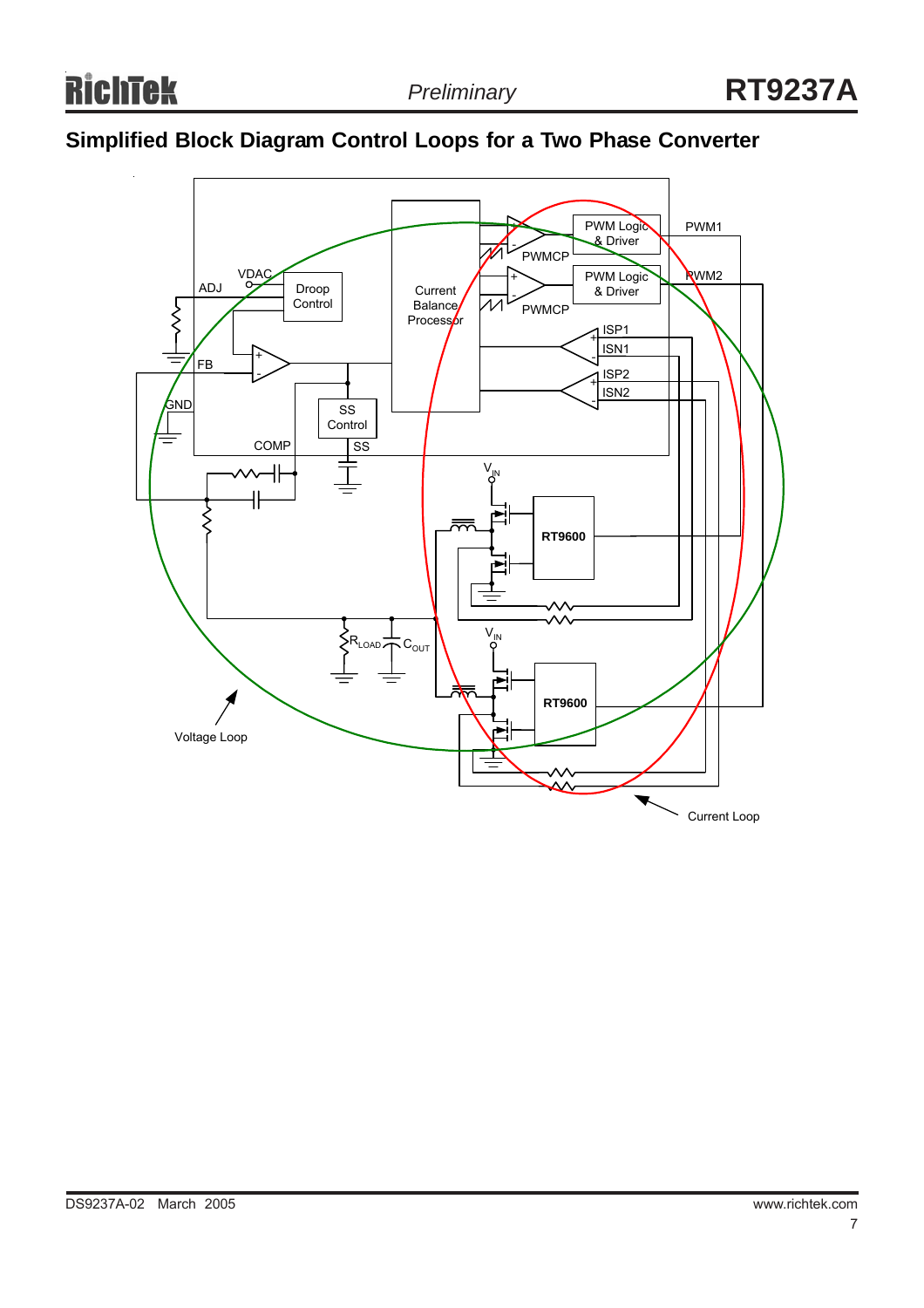## Simplified Block Diagram Control Loops for a Two Phase Converter

ADJ VDAC Droop Control Current Balance Processor PWMCP PWMCP PWM Logic & Driver PWM Logic & Driver PWM1 PWM2 ISP1 ISN1 ISP2 ISN2 FB GND SS Control COMP SS $V_{IN}$ RT9600 $R_{LOAD}$ $C_{OUT}$ $V_{IN}$ RT9600 Voltage Loop Current Loop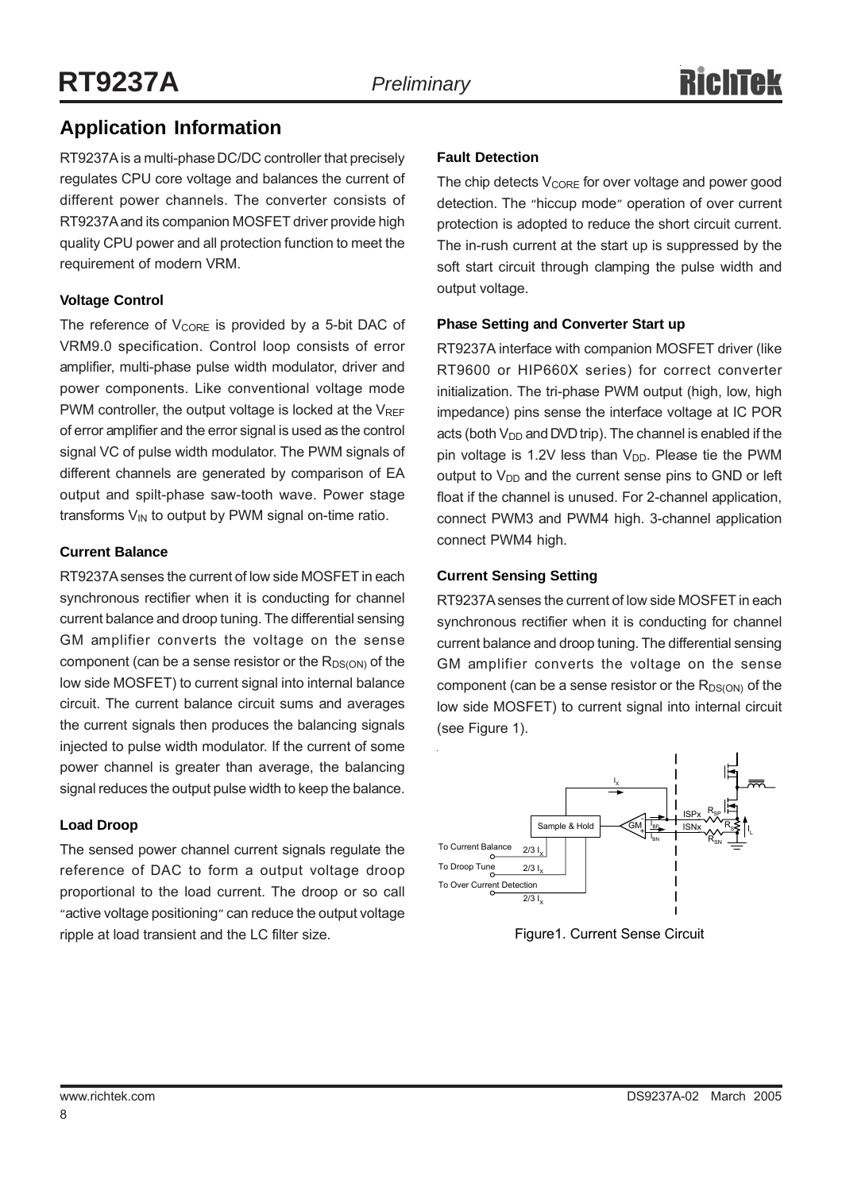## Application Information

RT9237A is a multi-phase DC/DC controller that precisely regulates CPU core voltage and balances the current of different power channels. The converter consists of RT9237A and its companion MOSFET driver provide high quality CPU power and all protection function to meet the requirement of modern VRM.

### Voltage Control

The reference of $V_{CORE}$ is provided by a 5-bit DAC of VRM9.0 specification. Control loop consists of error amplifier, multi-phase pulse width modulator, driver and power components. Like conventional voltage mode PWM controller, the output voltage is locked at the $V_{REF}$ of error amplifier and the error signal is used as the control signal VC of pulse width modulator. The PWM signals of different channels are generated by comparison of EA output and spilt-phase saw-tooth wave. Power stage transforms $V_{IN}$ to output by PWM signal on-time ratio.

### Current Balance

RT9237A senses the current of low side MOSFET in each synchronous rectifier when it is conducting for channel current balance and droop tuning. The differential sensing GM amplifier converts the voltage on the sense component (can be a sense resistor or the $R_{DS(ON)}$ of the low side MOSFET) to current signal into internal balance circuit. The current balance circuit sums and averages the current signals then produces the balancing signals injected to pulse width modulator. If the current of some power channel is greater than average, the balancing signal reduces the output pulse width to keep the balance.

### Load Droop

The sensed power channel current signals regulate the reference of DAC to form a output voltage droop proportional to the load current. The droop or so call "active voltage positioning" can reduce the output voltage ripple at load transient and the LC filter size.

### Fault Detection

The chip detects $V_{CORE}$ for over voltage and power good detection. The "hiccup mode" operation of over current protection is adopted to reduce the short circuit current. The in-rush current at the start up is suppressed by the soft start circuit through clamping the pulse width and output voltage.

### Phase Setting and Converter Start up

RT9237A interface with companion MOSFET driver (like RT9600 or HIP660X series) for correct converter initialization. The tri-phase PWM output (high, low, high impedance) pins sense the interface voltage at IC POR acts (both $V_{DD}$ and DVD trip). The channel is enabled if the pin voltage is 1.2V less than $V_{DD}$. Please tie the PWM output to $V_{DD}$ and the current sense pins to GND or left float if the channel is unused. For 2-channel application, connect PWM3 and PWM4 high. 3-channel application connect PWM4 high.

### Current Sensing Setting

RT9237A senses the current of low side MOSFET in each synchronous rectifier when it is conducting for channel current balance and droop tuning. The differential sensing GM amplifier converts the voltage on the sense component (can be a sense resistor or the $R_{DS(ON)}$ of the low side MOSFET) to current signal into internal circuit (see Figure 1).

Figure1. Current Sense Circuit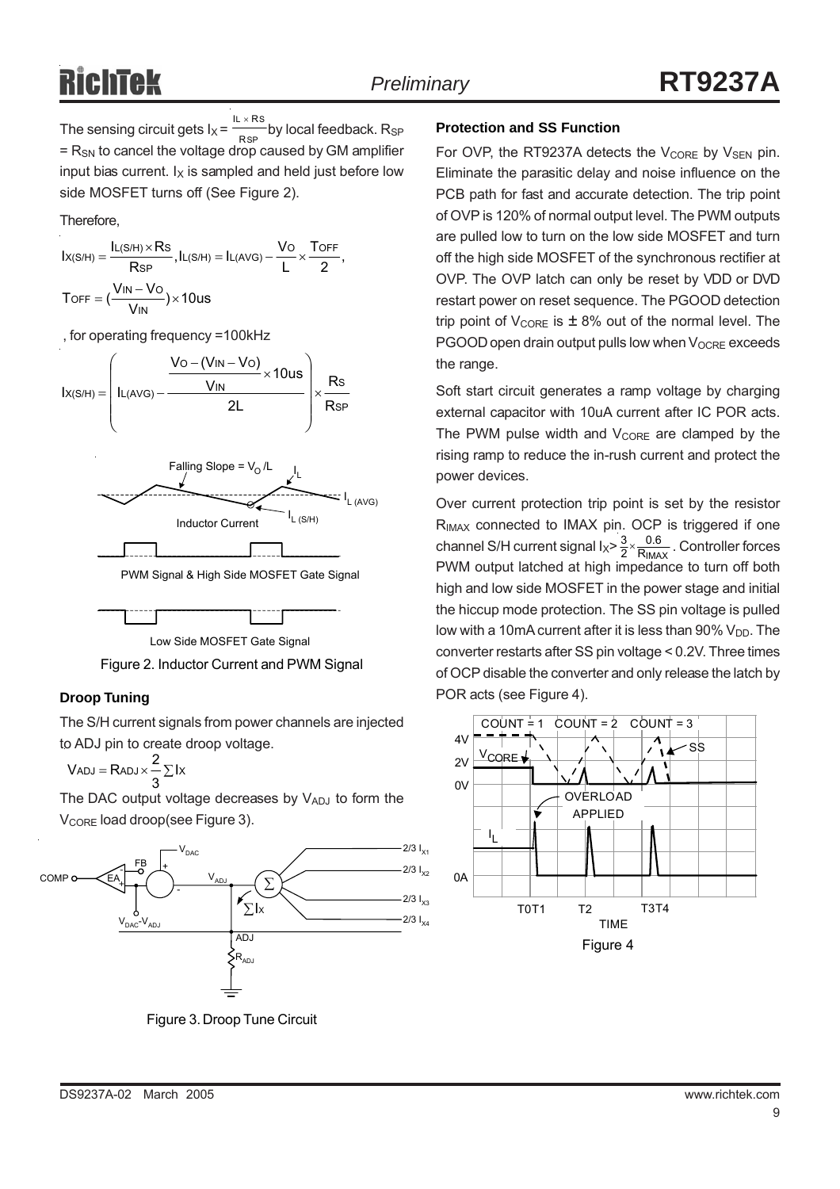The sensing circuit gets $I_X = \frac{I_L \times R_S}{R_{SP}}$ by local feedback. $R_{SP} = R_{SN}$ to cancel the voltage drop caused by GM amplifier input bias current. $I_X$ is sampled and held just before low side MOSFET turns off (See Figure 2).

Therefore,

$$I_{X(S/H)} = \frac{I_{L(S/H)} \times R_S}{R_{SP}}, I_{L(S/H)} = I_{L(AVG)} - \frac{V_O}{L} \times \frac{T_{OFF}}{2},$$

$$T_{OFF} = (\frac{V_{IN} - V_O}{V_{IN}}) \times 10us$$

, for operating frequency =100kHz

$$I_{X(S/H)} = \left( I_{L(AVG)} - \frac{\frac{V_O - (V_{IN} - V_O)}{V_{IN}} \times 10us}{2L} \right) \times \frac{R_S}{R_{SP}}$$

Figure 2. Inductor Current and PWM Signal

### Droop Tuning

The S/H current signals from power channels are injected to ADJ pin to create droop voltage.

$$V_{ADJ} = R_{ADJ} \times \frac{2}{3} \sum I_X$$

The DAC output voltage decreases by $V_{ADJ}$ to form the $V_{CORE}$ load droop(see Figure 3).

Figure 3. Droop Tune Circuit

### Protection and SS Function

For OVP, the RT9237A detects the $V_{CORE}$ by $V_{SEN}$ pin. Eliminate the parasitic delay and noise influence on the PCB path for fast and accurate detection. The trip point of OVP is 120% of normal output level. The PWM outputs are pulled low to turn on the low side MOSFET and turn off the high side MOSFET of the synchronous rectifier at OVP. The OVP latch can only be reset by VDD or DVD restart power on reset sequence. The PGOOD detection trip point of $V_{CORE}$ is ± 8% out of the normal level. The PGOOD open drain output pulls low when $V_{OCRE}$ exceeds the range.

Soft start circuit generates a ramp voltage by charging external capacitor with 10uA current after IC POR acts. The PWM pulse width and $V_{CORE}$ are clamped by the rising ramp to reduce the in-rush current and protect the power devices.

Over current protection trip point is set by the resistor $R_{IMAX}$ connected to IMAX pin. OCP is triggered if one channel S/H current signal $I_X > \frac{3}{2} \times \frac{0.6}{R_{IMAX}}$. Controller forces PWM output latched at high impedance to turn off both high and low side MOSFET in the power stage and initial the hiccup mode protection. The SS pin voltage is pulled low with a 10mA current after it is less than 90% $V_{DD}$. The converter restarts after SS pin voltage < 0.2V. Three times of OCP disable the converter and only release the latch by POR acts (see Figure 4).

Figure 4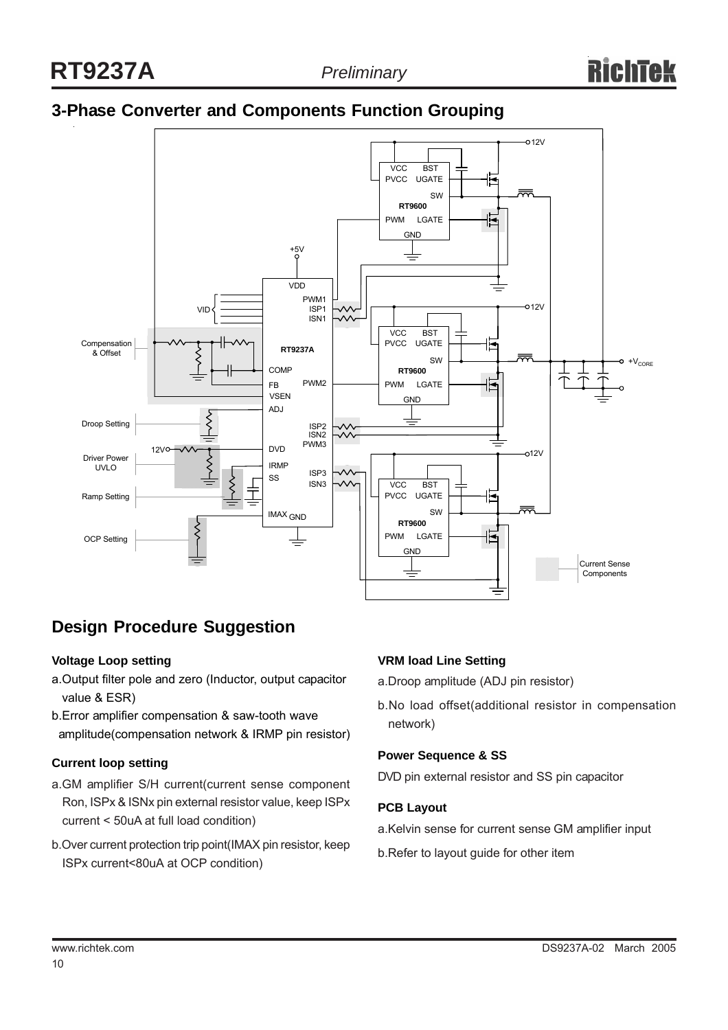## 3-Phase Converter and Components Function Grouping

## Design Procedure Suggestion

**Voltage Loop setting**

a.Output filter pole and zero (Inductor, output capacitor value & ESR)

b.Error amplifier compensation & saw-tooth wave amplitude(compensation network & IRMP pin resistor)

**Current loop setting**

a.GM amplifier S/H current(current sense component Ron, ISPx & ISNx pin external resistor value, keep ISPx current < 50uA at full load condition)

b.Over current protection trip point(IMAX pin resistor, keep ISPx current<80uA at OCP condition)

**VRM load Line Setting**

a.Droop amplitude (ADJ pin resistor)

b.No load offset(additional resistor in compensation network)

**Power Sequence & SS**

DVD pin external resistor and SS pin capacitor

**PCB Layout**

a.Kelvin sense for current sense GM amplifier input

b.Refer to layout guide for other item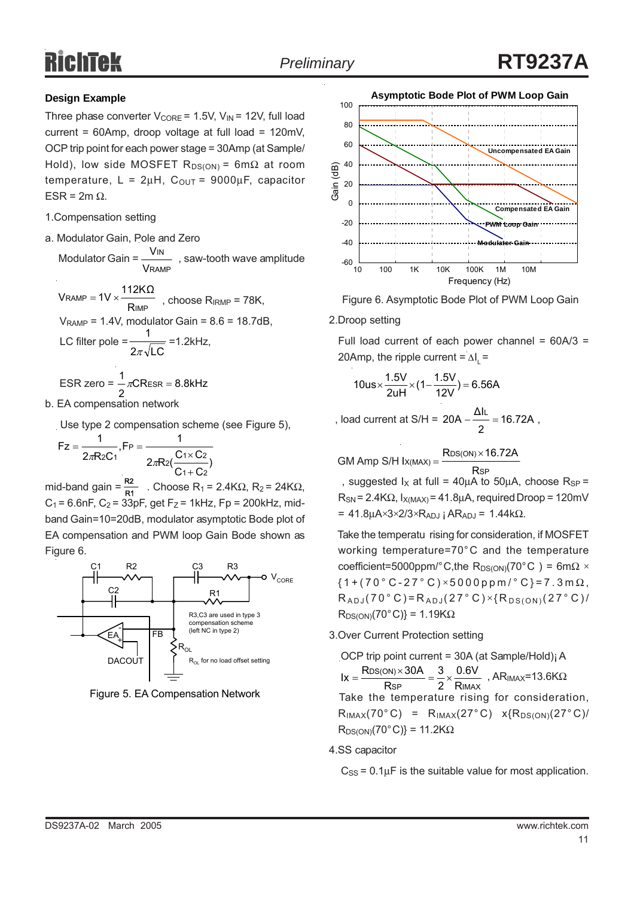## Design Example

Three phase converter $V_{CORE}$ = 1.5V, $V_{IN}$ = 12V, full load current = 60Amp, droop voltage at full load = 120mV, OCP trip point for each power stage = 30Amp (at Sample/Hold), low side MOSFET $R_{DS(ON)}$ = 6mΩ at room temperature, L = 2μH, $C_{OUT}$ = 9000μF, capacitor ESR = 2m Ω.

1.Compensation setting

a. Modulator Gain, Pole and Zero

Modulator Gain = $\dfrac{V_{IN}}{V_{RAMP}}$ , saw-tooth wave amplitude

$V_{RAMP} = 1V \times \dfrac{112K\Omega}{R_{IMP}}$ , choose $R_{IRMP}$ = 78K,

$V_{RAMP}$ = 1.4V, modulator Gain = 8.6 = 18.7dB,

LC filter pole = $\dfrac{1}{2\pi\sqrt{LC}}$ =1.2kHz,

ESR zero = $\dfrac{1}{2}\pi CR_{ESR} = 8.8kHz$

b. EA compensation network

Use type 2 compensation scheme (see Figure 5),

$$F_Z = \frac{1}{2\pi R_2 C_1}, F_P = \frac{1}{2\pi R_2 (\frac{C_1 \times C_2}{C_1 + C_2})}$$

mid-band gain = $\frac{R2}{R1}$ . Choose $R_1$ = 2.4KΩ, $R_2$ = 24KΩ, $C_1$ = 6.6nF, $C_2$ = 33pF, get $F_Z$ = 1kHz, Fp = 200kHz, mid-band Gain=10=20dB, modulator asymptotic Bode plot of EA compensation and PWM loop Gain Bode shown as Figure 6.

Figure 5. EA Compensation Network

Figure 6. Asymptotic Bode Plot of PWM Loop Gain

2.Droop setting

Full load current of each power channel = 60A/3 = 20Amp, the ripple current = $\Delta I_L$ =

$$10us \times \frac{1.5V}{2uH} \times (1 - \frac{1.5V}{12V}) = 6.56A$$

, load current at S/H = $20A - \dfrac{\Delta I_L}{2} = 16.72A$ ,

GM Amp S/H $I_{X(MAX)} = \dfrac{R_{DS(ON)} \times 16.72A}{R_{SP}}$

, suggested $I_X$ at full = 40μA to 50μA, choose $R_{SP}$ = $R_{SN}$ = 2.4KΩ, $I_{X(MAX)}$ = 41.8μA, required Droop = 120mV = 41.8μA×3×2/3×$R_{ADJ}$ ¡ A$R_{ADJ}$ = 1.44kΩ.

Take the temperatu rising for consideration, if MOSFET working temperature=70°C and the temperature coefficient=5000ppm/°C,the $R_{DS(ON)}$(70°C ) = 6mΩ × {1+(70°C-27°C)×5000ppm/°C}=7.3mΩ, $R_{ADJ}$(70°C)=$R_{ADJ}$(27°C)×{$R_{DS(ON)}$(27°C)/ $R_{DS(ON)}$(70°C)} = 1.19KΩ

3.Over Current Protection setting

OCP trip point current = 30A (at Sample/Hold)¡ A

$$I_X = \frac{R_{DS(ON)} \times 30A}{R_{SP}} = \frac{3}{2} \times \frac{0.6V}{R_{IMAX}}$$ , A$R_{IMAX}$=13.6KΩ

Take the temperature rising for consideration, $R_{IMAX}$(70°C) = $R_{IMAX}$(27°C) x{$R_{DS(ON)}$(27°C)/ $R_{DS(ON)}$(70°C)} = 11.2KΩ

4.SS capacitor

$C_{SS}$ = 0.1μF is the suitable value for most application.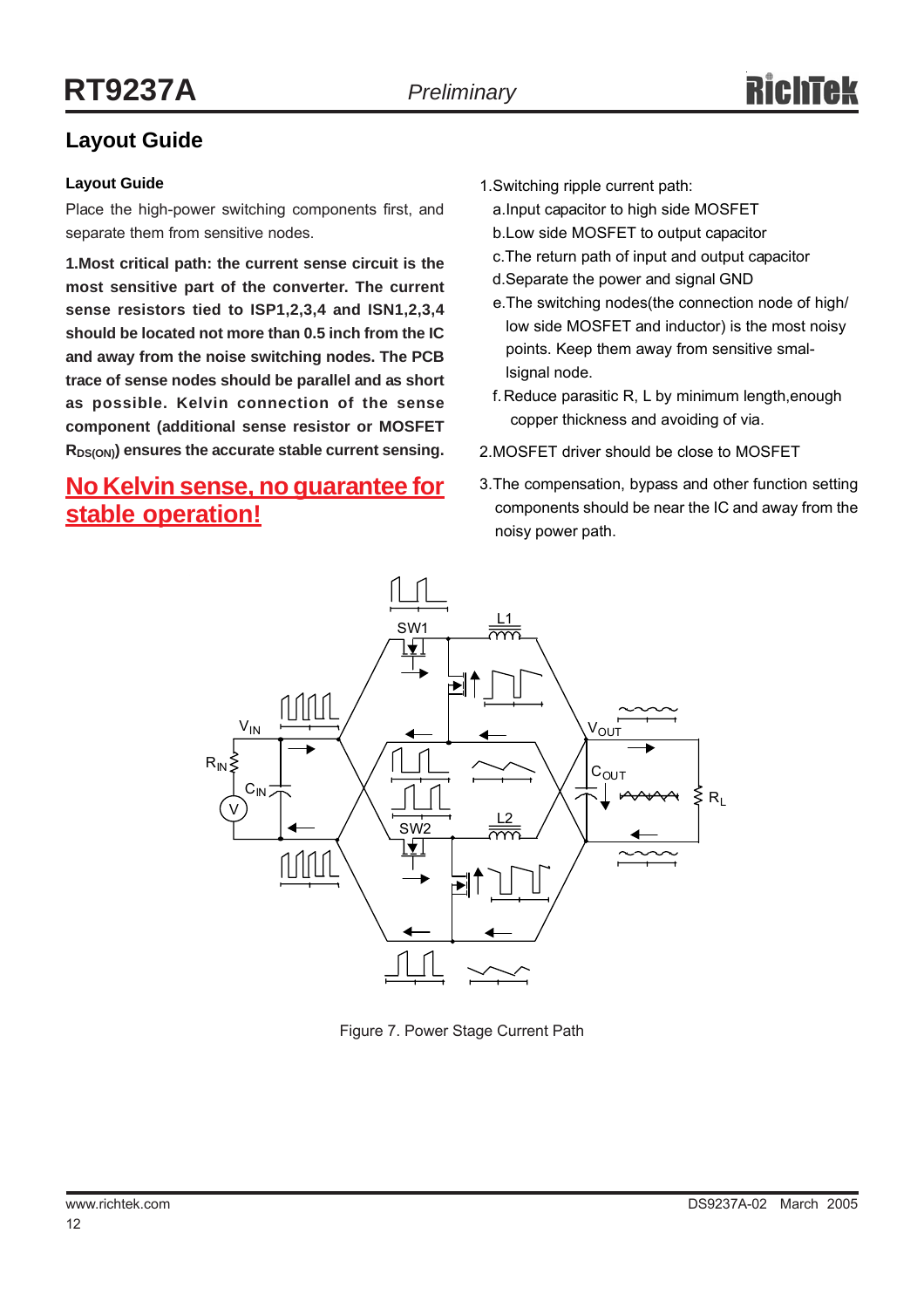## Layout Guide

### Layout Guide

Place the high-power switching components first, and separate them from sensitive nodes.

**1.Most critical path: the current sense circuit is the most sensitive part of the converter. The current sense resistors tied to ISP1,2,3,4 and ISN1,2,3,4 should be located not more than 0.5 inch from the IC and away from the noise switching nodes. The PCB trace of sense nodes should be parallel and as short as possible. Kelvin connection of the sense component (additional sense resistor or MOSFET $R_{DS(ON)}$) ensures the accurate stable current sensing.**

**No Kelvin sense, no guarantee for stable operation!**

1.Switching ripple current path:

a.Input capacitor to high side MOSFET

b.Low side MOSFET to output capacitor

c.The return path of input and output capacitor

d.Separate the power and signal GND

e.The switching nodes(the connection node of high/low side MOSFET and inductor) is the most noisy points. Keep them away from sensitive small-signal node.

f. Reduce parasitic R, L by minimum length,enough copper thickness and avoiding of via.

2.MOSFET driver should be close to MOSFET

3.The compensation, bypass and other function setting components should be near the IC and away from the noisy power path.

Figure 7. Power Stage Current Path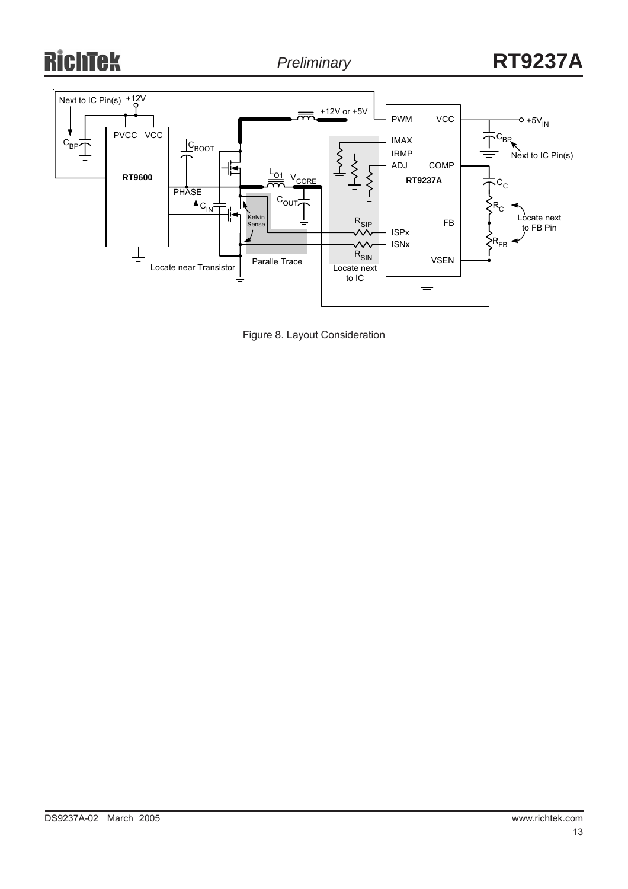Figure 8. Layout Consideration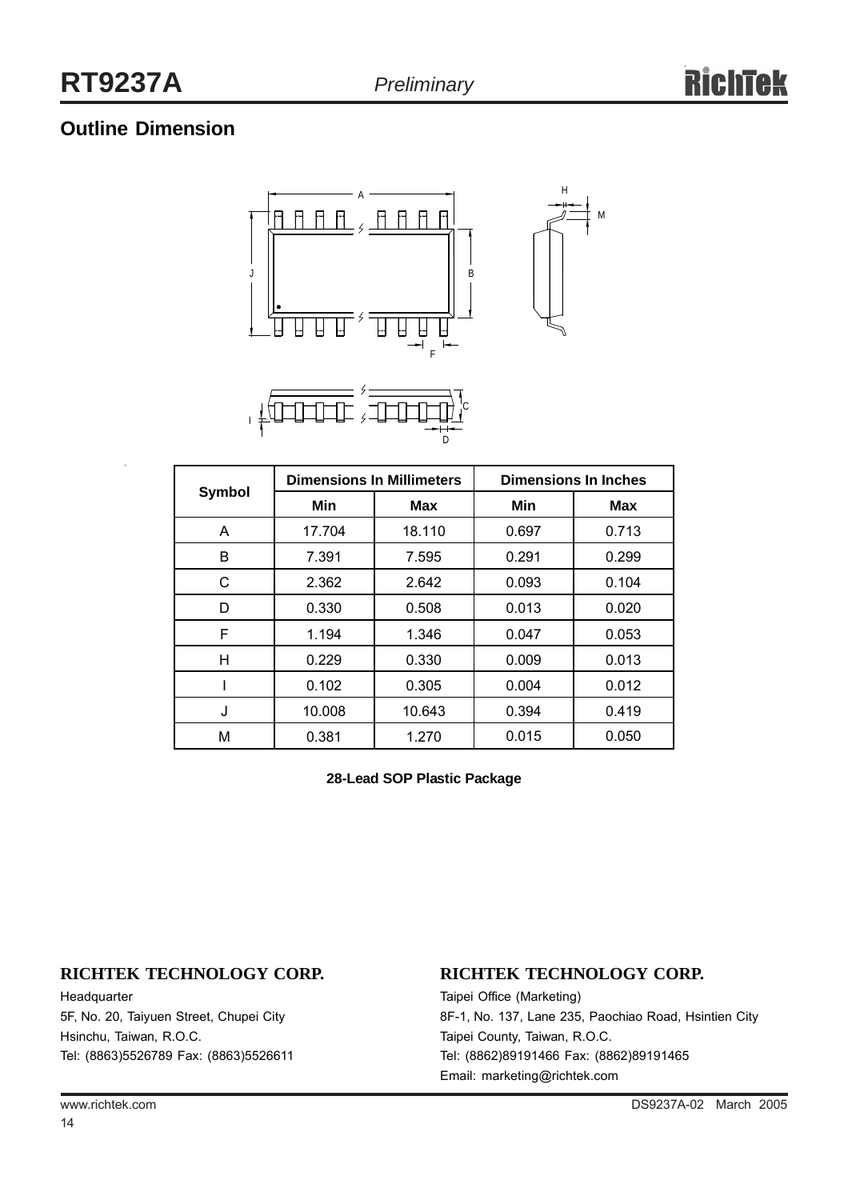## Outline Dimension

A
H
M
J
B
F
C
I
D

| Symbol | Dimensions In Millimeters | | Dimensions In Inches | |
|---|---|---|---|---|
| | Min | Max | Min | Max |
| A | 17.704 | 18.110 | 0.697 | 0.713 |
| B | 7.391 | 7.595 | 0.291 | 0.299 |
| C | 2.362 | 2.642 | 0.093 | 0.104 |
| D | 0.330 | 0.508 | 0.013 | 0.020 |
| F | 1.194 | 1.346 | 0.047 | 0.053 |
| H | 0.229 | 0.330 | 0.009 | 0.013 |
| I | 0.102 | 0.305 | 0.004 | 0.012 |
| J | 10.008 | 10.643 | 0.394 | 0.419 |
| M | 0.381 | 1.270 | 0.015 | 0.050 |

**28-Lead SOP Plastic Package**

**RICHTEK TECHNOLOGY CORP.**

Headquarter
5F, No. 20, Taiyuen Street, Chupei City
Hsinchu, Taiwan, R.O.C.
Tel: (8863)5526789 Fax: (8863)5526611

**RICHTEK TECHNOLOGY CORP.**

Taipei Office (Marketing)
8F-1, No. 137, Lane 235, Paochiao Road, Hsintien City
Taipei County, Taiwan, R.O.C.
Tel: (8862)89191466 Fax: (8862)89191465
Email: marketing@richtek.com